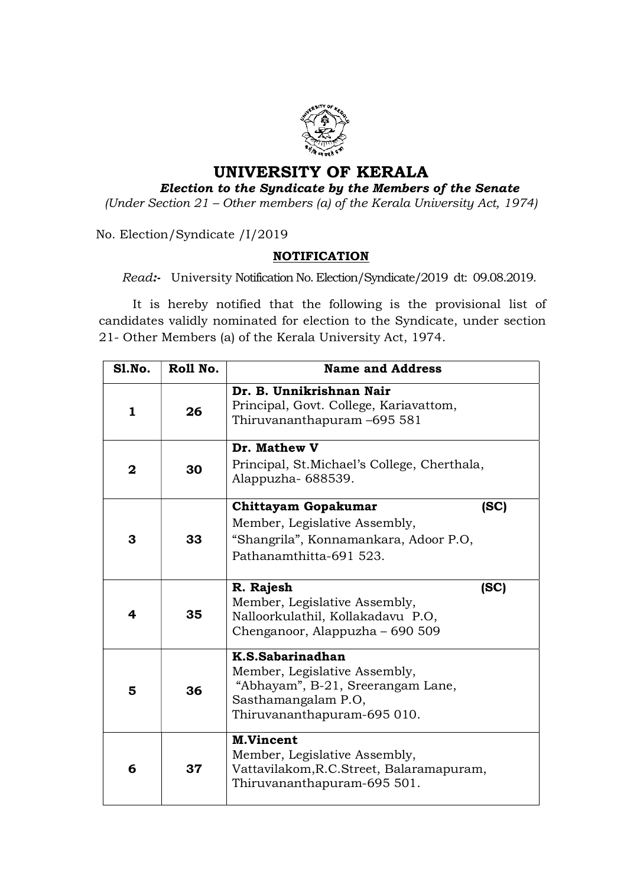# UNIVERSITY OF KERALA

***Election to the Syndicate by the Members of the Senate***

*(Under Section 21 – Other members (a) of the Kerala University Act, 1974)*

No. Election/Syndicate /I/2019

**NOTIFICATION**

*Read:-* University Notification No. Election/Syndicate/2019 dt: 09.08.2019.

It is hereby notified that the following is the provisional list of candidates validly nominated for election to the Syndicate, under section 21- Other Members (a) of the Kerala University Act, 1974.

| Sl.No. | Roll No. | Name and Address |
|---|---|---|
| **1** | **26** | **Dr. B. Unnikrishnan Nair**<br>Principal, Govt. College, Kariavattom, Thiruvananthapuram –695 581 |
| **2** | **30** | **Dr. Mathew V**<br>Principal, St.Michael's College, Cherthala, Alappuzha- 688539. |
| **3** | **33** | **Chittayam Gopakumar (SC)**<br>Member, Legislative Assembly, "Shangrila", Konnamankara, Adoor P.O, Pathanamthitta-691 523. |
| **4** | **35** | **R. Rajesh (SC)**<br>Member, Legislative Assembly, Nalloorkulathil, Kollakadavu P.O, Chenganoor, Alappuzha – 690 509 |
| **5** | **36** | **K.S.Sabarinadhan**<br>Member, Legislative Assembly, "Abhayam", B-21, Sreerangam Lane, Sasthamangalam P.O, Thiruvananthapuram-695 010. |
| **6** | **37** | **M.Vincent**<br>Member, Legislative Assembly, Vattavilakom,R.C.Street, Balaramapuram, Thiruvananthapuram-695 501. |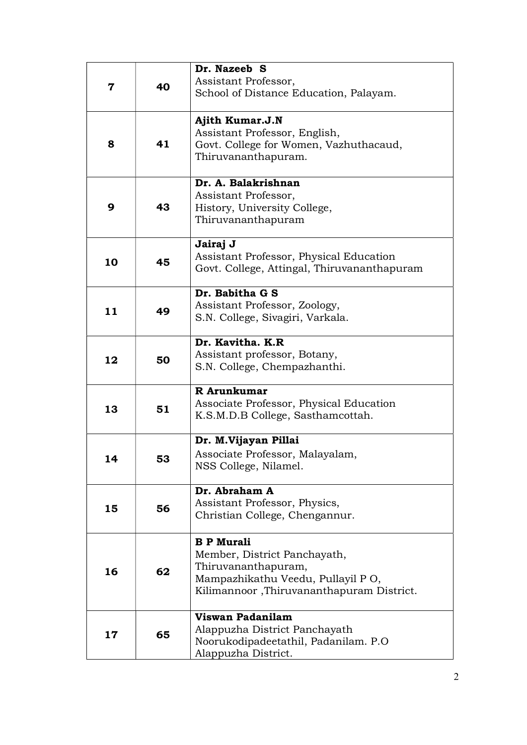| | | |
|---|---|---|
| **7** | **40** | **Dr. Nazeeb S**<br>Assistant Professor,<br>School of Distance Education, Palayam. |
| **8** | **41** | **Ajith Kumar.J.N**<br>Assistant Professor, English,<br>Govt. College for Women, Vazhuthacaud,<br>Thiruvananthapuram. |
| **9** | **43** | **Dr. A. Balakrishnan**<br>Assistant Professor,<br>History, University College,<br>Thiruvananthapuram |
| **10** | **45** | **Jairaj J**<br>Assistant Professor, Physical Education<br>Govt. College, Attingal, Thiruvananthapuram |
| **11** | **49** | **Dr. Babitha G S**<br>Assistant Professor, Zoology,<br>S.N. College, Sivagiri, Varkala. |
| **12** | **50** | **Dr. Kavitha. K.R**<br>Assistant professor, Botany,<br>S.N. College, Chempazhanthi. |
| **13** | **51** | **R Arunkumar**<br>Associate Professor, Physical Education<br>K.S.M.D.B College, Sasthamcottah. |
| **14** | **53** | **Dr. M.Vijayan Pillai**<br>Associate Professor, Malayalam,<br>NSS College, Nilamel. |
| **15** | **56** | **Dr. Abraham A**<br>Assistant Professor, Physics,<br>Christian College, Chengannur. |
| **16** | **62** | **B P Murali**<br>Member, District Panchayath,<br>Thiruvananthapuram,<br>Mampazhikathu Veedu, Pullayil P O,<br>Kilimannoor ,Thiruvananthapuram District. |
| **17** | **65** | **Viswan Padanilam**<br>Alappuzha District Panchayath<br>Noorukodipadeetathil, Padanilam. P.O<br>Alappuzha District. |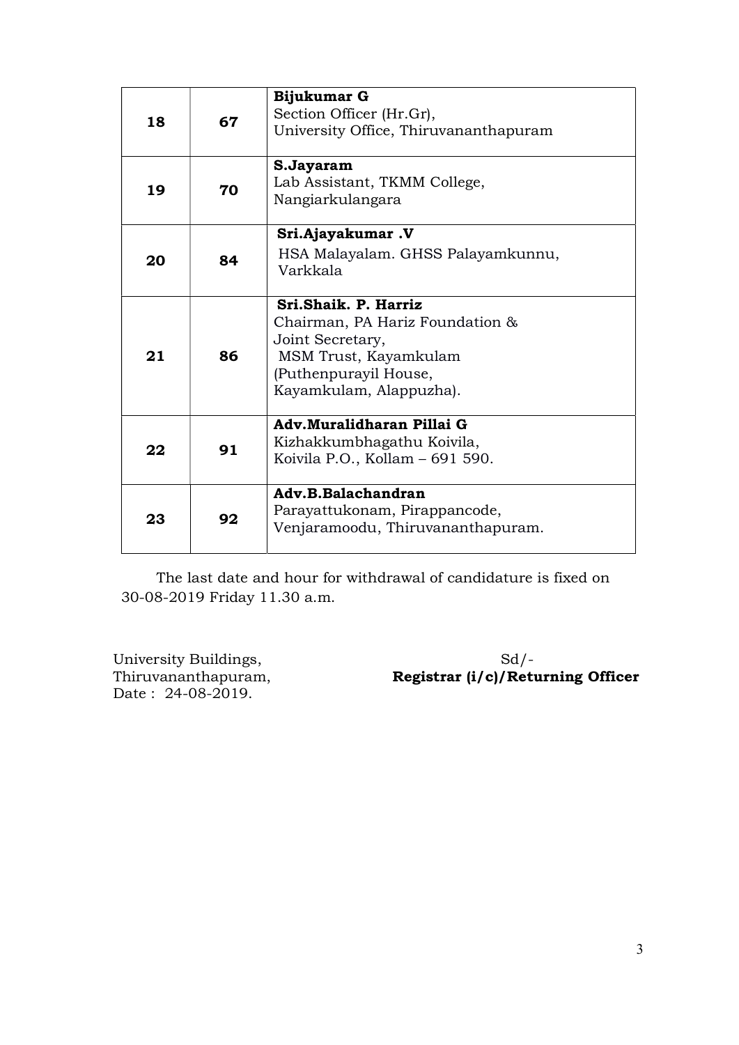| | | |
|---|---|---|
| **18** | **67** | **Bijukumar G**<br>Section Officer (Hr.Gr),<br>University Office, Thiruvananthapuram |
| **19** | **70** | **S.Jayaram**<br>Lab Assistant, TKMM College,<br>Nangiarkulangara |
| **20** | **84** | **Sri.Ajayakumar .V**<br>HSA Malayalam. GHSS Palayamkunnu,<br>Varkkala |
| **21** | **86** | **Sri.Shaik. P. Harriz**<br>Chairman, PA Hariz Foundation &<br>Joint Secretary,<br>MSM Trust, Kayamkulam<br>(Puthenpurayil House,<br>Kayamkulam, Alappuzha). |
| **22** | **91** | **Adv.Muralidharan Pillai G**<br>Kizhakkumbhagathu Koivila,<br>Koivila P.O., Kollam – 691 590. |
| **23** | **92** | **Adv.B.Balachandran**<br>Parayattukonam, Pirappancode,<br>Venjaramoodu, Thiruvananthapuram. |

The last date and hour for withdrawal of candidature is fixed on 30-08-2019 Friday 11.30 a.m.

University Buildings,
Thiruvananthapuram,
Date : 24-08-2019.

Sd/-
**Registrar (i/c)/Returning Officer**